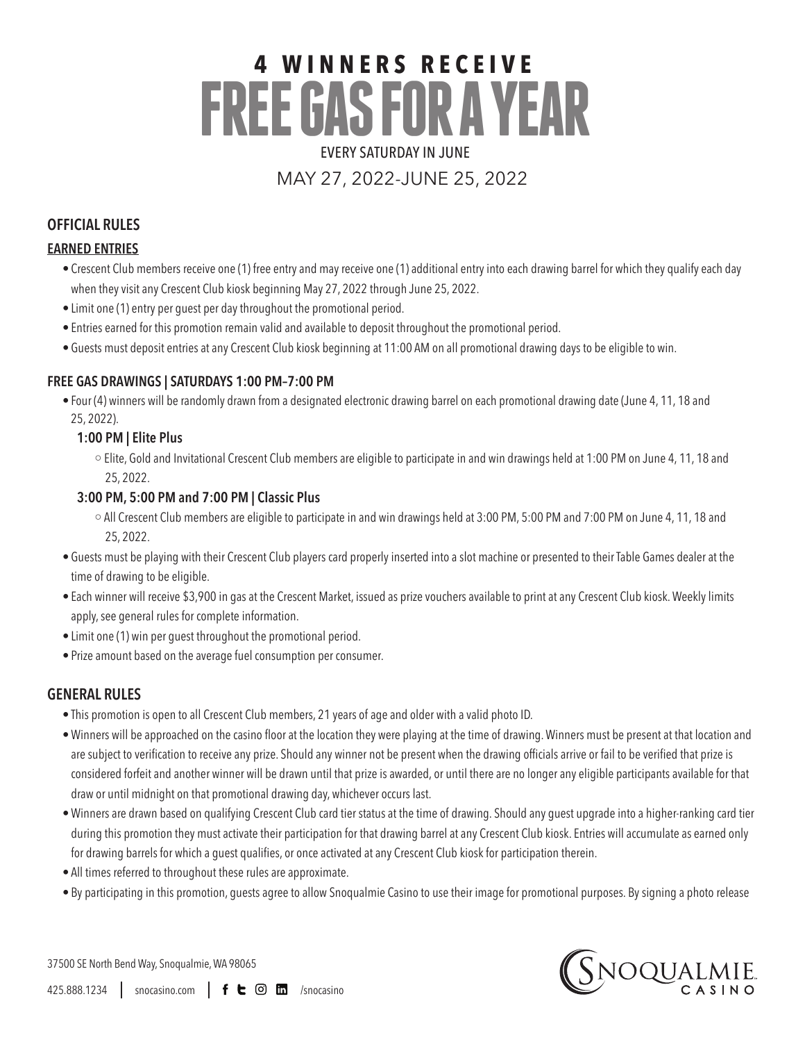# 4 WINNERS RECEIVE FREE GAS FOR A YEAR

EVERY SATURDAY IN JUNE

MAY 27, 2022-JUNE 25, 2022

## OFFICIAL RULES

### EARNED ENTRIES

- Crescent Club members receive one (1) free entry and may receive one (1) additional entry into each drawing barrel for which they qualify each day when they visit any Crescent Club kiosk beginning May 27, 2022 through June 25, 2022.
- Limit one (1) entry per guest per day throughout the promotional period.
- Entries earned for this promotion remain valid and available to deposit throughout the promotional period.
- Guests must deposit entries at any Crescent Club kiosk beginning at 11:00 AM on all promotional drawing days to be eligible to win.

### FREE GAS DRAWINGS | SATURDAYS 1:00 PM–7:00 PM

- Four (4) winners will be randomly drawn from a designated electronic drawing barrel on each promotional drawing date (June 4, 11, 18 and 25, 2022).

  **1:00 PM | Elite Plus**

  - Elite, Gold and Invitational Crescent Club members are eligible to participate in and win drawings held at 1:00 PM on June 4, 11, 18 and 25, 2022.

  **3:00 PM, 5:00 PM and 7:00 PM | Classic Plus**

  - All Crescent Club members are eligible to participate in and win drawings held at 3:00 PM, 5:00 PM and 7:00 PM on June 4, 11, 18 and 25, 2022.
- Guests must be playing with their Crescent Club players card properly inserted into a slot machine or presented to their Table Games dealer at the time of drawing to be eligible.
- Each winner will receive $3,900 in gas at the Crescent Market, issued as prize vouchers available to print at any Crescent Club kiosk. Weekly limits apply, see general rules for complete information.
- Limit one (1) win per guest throughout the promotional period.
- Prize amount based on the average fuel consumption per consumer.

## GENERAL RULES

- This promotion is open to all Crescent Club members, 21 years of age and older with a valid photo ID.
- Winners will be approached on the casino floor at the location they were playing at the time of drawing. Winners must be present at that location and are subject to verification to receive any prize. Should any winner not be present when the drawing officials arrive or fail to be verified that prize is considered forfeit and another winner will be drawn until that prize is awarded, or until there are no longer any eligible participants available for that draw or until midnight on that promotional drawing day, whichever occurs last.
- Winners are drawn based on qualifying Crescent Club card tier status at the time of drawing. Should any guest upgrade into a higher-ranking card tier during this promotion they must activate their participation for that drawing barrel at any Crescent Club kiosk. Entries will accumulate as earned only for drawing barrels for which a guest qualifies, or once activated at any Crescent Club kiosk for participation therein.
- All times referred to throughout these rules are approximate.
- By participating in this promotion, guests agree to allow Snoqualmie Casino to use their image for promotional purposes. By signing a photo release

37500 SE North Bend Way, Snoqualmie, WA 98065

425.888.1234 | snocasino.com | /snocasino

SNOQUALMIE CASINO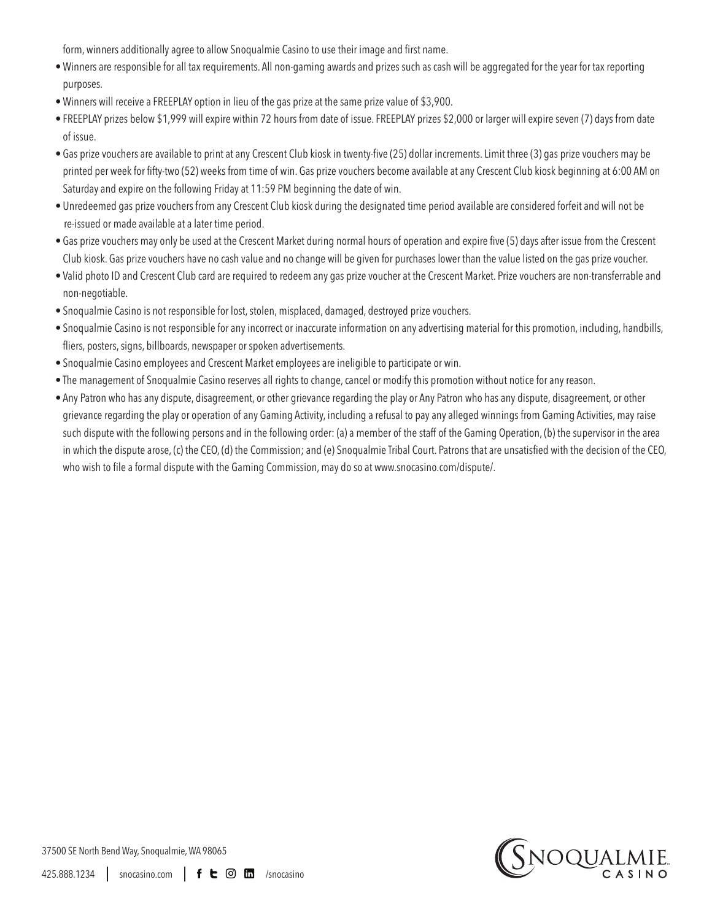form, winners additionally agree to allow Snoqualmie Casino to use their image and first name.

- Winners are responsible for all tax requirements. All non-gaming awards and prizes such as cash will be aggregated for the year for tax reporting purposes.
- Winners will receive a FREEPLAY option in lieu of the gas prize at the same prize value of $3,900.
- FREEPLAY prizes below $1,999 will expire within 72 hours from date of issue. FREEPLAY prizes $2,000 or larger will expire seven (7) days from date of issue.
- Gas prize vouchers are available to print at any Crescent Club kiosk in twenty-five (25) dollar increments. Limit three (3) gas prize vouchers may be printed per week for fifty-two (52) weeks from time of win. Gas prize vouchers become available at any Crescent Club kiosk beginning at 6:00 AM on Saturday and expire on the following Friday at 11:59 PM beginning the date of win.
- Unredeemed gas prize vouchers from any Crescent Club kiosk during the designated time period available are considered forfeit and will not be re-issued or made available at a later time period.
- Gas prize vouchers may only be used at the Crescent Market during normal hours of operation and expire five (5) days after issue from the Crescent Club kiosk. Gas prize vouchers have no cash value and no change will be given for purchases lower than the value listed on the gas prize voucher.
- Valid photo ID and Crescent Club card are required to redeem any gas prize voucher at the Crescent Market. Prize vouchers are non-transferrable and non-negotiable.
- Snoqualmie Casino is not responsible for lost, stolen, misplaced, damaged, destroyed prize vouchers.
- Snoqualmie Casino is not responsible for any incorrect or inaccurate information on any advertising material for this promotion, including, handbills, fliers, posters, signs, billboards, newspaper or spoken advertisements.
- Snoqualmie Casino employees and Crescent Market employees are ineligible to participate or win.
- The management of Snoqualmie Casino reserves all rights to change, cancel or modify this promotion without notice for any reason.
- Any Patron who has any dispute, disagreement, or other grievance regarding the play or Any Patron who has any dispute, disagreement, or other grievance regarding the play or operation of any Gaming Activity, including a refusal to pay any alleged winnings from Gaming Activities, may raise such dispute with the following persons and in the following order: (a) a member of the staff of the Gaming Operation, (b) the supervisor in the area in which the dispute arose, (c) the CEO, (d) the Commission; and (e) Snoqualmie Tribal Court. Patrons that are unsatisfied with the decision of the CEO, who wish to file a formal dispute with the Gaming Commission, may do so at www.snocasino.com/dispute/.

37500 SE North Bend Way, Snoqualmie, WA 98065

425.888.1234 | snocasino.com | /snocasino

SNOQUALMIE CASINO